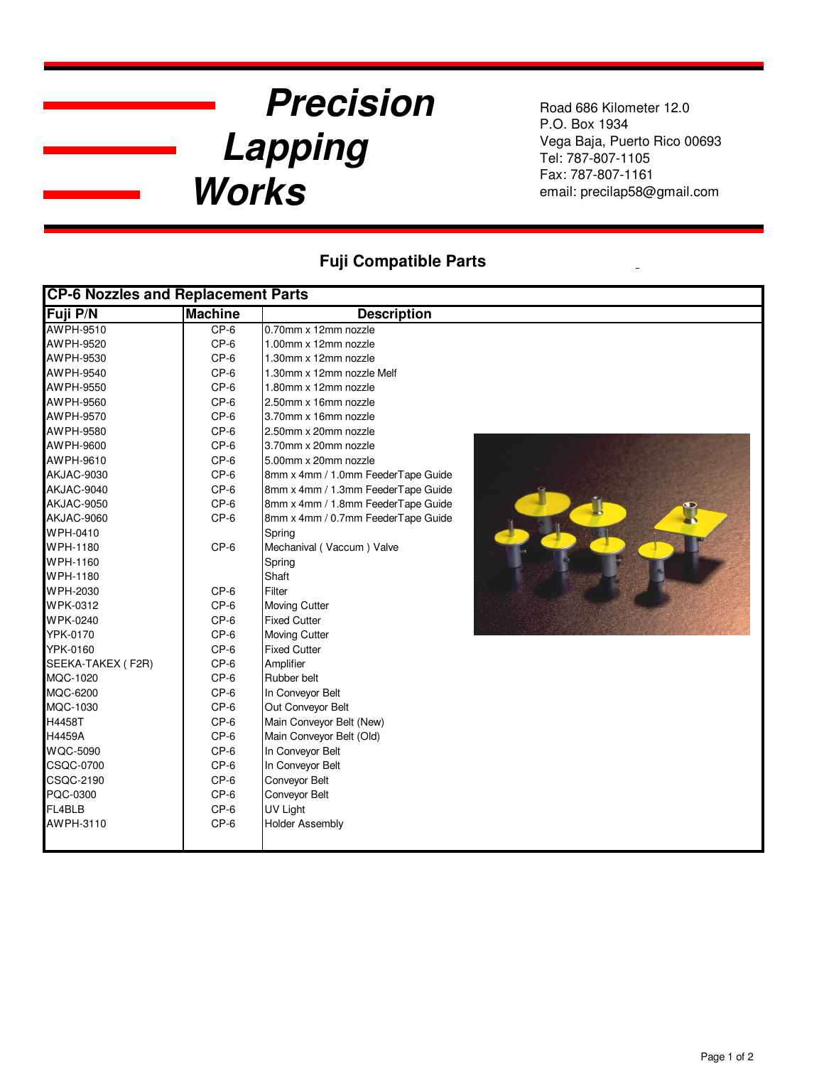# Precision Lapping Works

Road 686 Kilometer 12.0
P.O. Box 1934
Vega Baja, Puerto Rico 00693
Tel: 787-807-1105
Fax: 787-807-1161
email: precilap58@gmail.com

## Fuji Compatible Parts

| CP-6 Nozzles and Replacement Parts | | |
|---|---|---|
| **Fuji P/N** | **Machine** | **Description** |
| AWPH-9510 | CP-6 | 0.70mm x 12mm nozzle |
| AWPH-9520 | CP-6 | 1.00mm x 12mm nozzle |
| AWPH-9530 | CP-6 | 1.30mm x 12mm nozzle |
| AWPH-9540 | CP-6 | 1.30mm x 12mm nozzle Melf |
| AWPH-9550 | CP-6 | 1.80mm x 12mm nozzle |
| AWPH-9560 | CP-6 | 2.50mm x 16mm nozzle |
| AWPH-9570 | CP-6 | 3.70mm x 16mm nozzle |
| AWPH-9580 | CP-6 | 2.50mm x 20mm nozzle |
| AWPH-9600 | CP-6 | 3.70mm x 20mm nozzle |
| AWPH-9610 | CP-6 | 5.00mm x 20mm nozzle |
| AKJAC-9030 | CP-6 | 8mm x 4mm / 1.0mm FeederTape Guide |
| AKJAC-9040 | CP-6 | 8mm x 4mm / 1.3mm FeederTape Guide |
| AKJAC-9050 | CP-6 | 8mm x 4mm / 1.8mm FeederTape Guide |
| AKJAC-9060 | CP-6 | 8mm x 4mm / 0.7mm FeederTape Guide |
| WPH-0410 | | Spring |
| WPH-1180 | CP-6 | Mechanival ( Vaccum ) Valve |
| WPH-1160 | | Spring |
| WPH-1180 | | Shaft |
| WPH-2030 | CP-6 | Filter |
| WPK-0312 | CP-6 | Moving Cutter |
| WPK-0240 | CP-6 | Fixed Cutter |
| YPK-0170 | CP-6 | Moving Cutter |
| YPK-0160 | CP-6 | Fixed Cutter |
| SEEKA-TAKEX ( F2R) | CP-6 | Amplifier |
| MQC-1020 | CP-6 | Rubber belt |
| MQC-6200 | CP-6 | In Conveyor Belt |
| MQC-1030 | CP-6 | Out Conveyor Belt |
| H4458T | CP-6 | Main Conveyor Belt (New) |
| H4459A | CP-6 | Main Conveyor Belt (Old) |
| WQC-5090 | CP-6 | In Conveyor Belt |
| CSQC-0700 | CP-6 | In Conveyor Belt |
| CSQC-2190 | CP-6 | Conveyor Belt |
| PQC-0300 | CP-6 | Conveyor Belt |
| FL4BLB | CP-6 | UV Light |
| AWPH-3110 | CP-6 | Holder Assembly |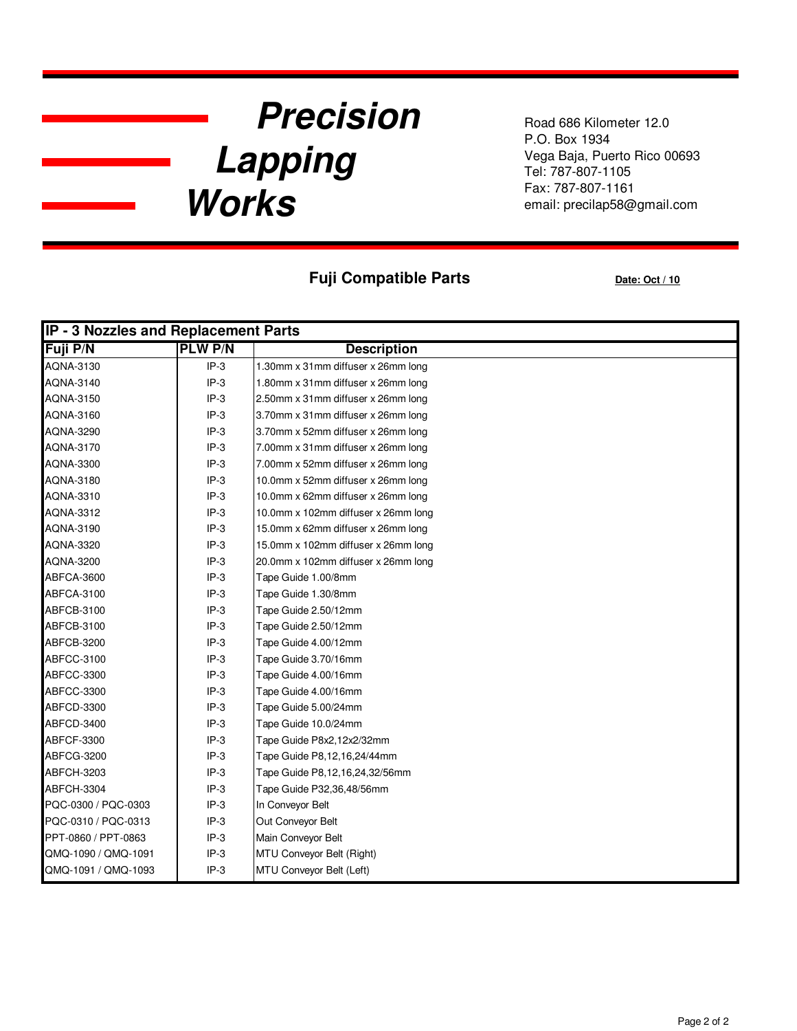# Precision Lapping Works

Road 686 Kilometer 12.0
P.O. Box 1934
Vega Baja, Puerto Rico 00693
Tel: 787-807-1105
Fax: 787-807-1161
email: precilap58@gmail.com

## Fuji Compatible Parts

**Date: Oct / 10**

| IP - 3 Nozzles and Replacement Parts | | |
|---|---|---|
| **Fuji P/N** | **PLW P/N** | **Description** |
| AQNA-3130 | IP-3 | 1.30mm x 31mm diffuser x 26mm long |
| AQNA-3140 | IP-3 | 1.80mm x 31mm diffuser x 26mm long |
| AQNA-3150 | IP-3 | 2.50mm x 31mm diffuser x 26mm long |
| AQNA-3160 | IP-3 | 3.70mm x 31mm diffuser x 26mm long |
| AQNA-3290 | IP-3 | 3.70mm x 52mm diffuser x 26mm long |
| AQNA-3170 | IP-3 | 7.00mm x 31mm diffuser x 26mm long |
| AQNA-3300 | IP-3 | 7.00mm x 52mm diffuser x 26mm long |
| AQNA-3180 | IP-3 | 10.0mm x 52mm diffuser x 26mm long |
| AQNA-3310 | IP-3 | 10.0mm x 62mm diffuser x 26mm long |
| AQNA-3312 | IP-3 | 10.0mm x 102mm diffuser x 26mm long |
| AQNA-3190 | IP-3 | 15.0mm x 62mm diffuser x 26mm long |
| AQNA-3320 | IP-3 | 15.0mm x 102mm diffuser x 26mm long |
| AQNA-3200 | IP-3 | 20.0mm x 102mm diffuser x 26mm long |
| ABFCA-3600 | IP-3 | Tape Guide 1.00/8mm |
| ABFCA-3100 | IP-3 | Tape Guide 1.30/8mm |
| ABFCB-3100 | IP-3 | Tape Guide 2.50/12mm |
| ABFCB-3100 | IP-3 | Tape Guide 2.50/12mm |
| ABFCB-3200 | IP-3 | Tape Guide 4.00/12mm |
| ABFCC-3100 | IP-3 | Tape Guide 3.70/16mm |
| ABFCC-3300 | IP-3 | Tape Guide 4.00/16mm |
| ABFCC-3300 | IP-3 | Tape Guide 4.00/16mm |
| ABFCD-3300 | IP-3 | Tape Guide 5.00/24mm |
| ABFCD-3400 | IP-3 | Tape Guide 10.0/24mm |
| ABFCF-3300 | IP-3 | Tape Guide P8x2,12x2/32mm |
| ABFCG-3200 | IP-3 | Tape Guide P8,12,16,24/44mm |
| ABFCH-3203 | IP-3 | Tape Guide P8,12,16,24,32/56mm |
| ABFCH-3304 | IP-3 | Tape Guide P32,36,48/56mm |
| PQC-0300 / PQC-0303 | IP-3 | In Conveyor Belt |
| PQC-0310 / PQC-0313 | IP-3 | Out Conveyor Belt |
| PPT-0860 / PPT-0863 | IP-3 | Main Conveyor Belt |
| QMQ-1090 / QMQ-1091 | IP-3 | MTU Conveyor Belt (Right) |
| QMQ-1091 / QMQ-1093 | IP-3 | MTU Conveyor Belt (Left) |